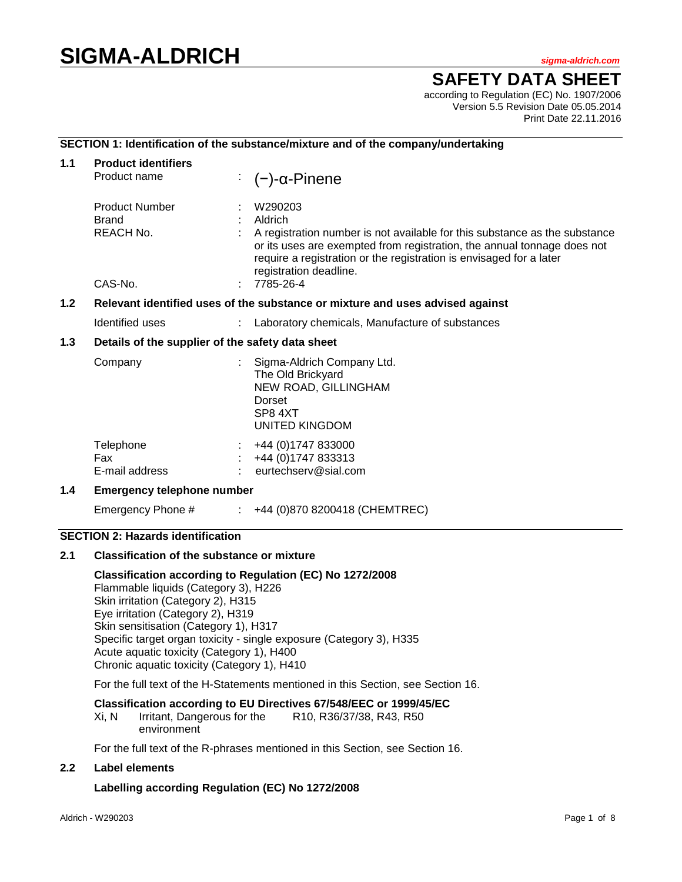# SIGMA-ALDRICH

sigma-aldrich.com

## SAFETY DATA SHEET

according to Regulation (EC) No. 1907/2006
Version 5.5 Revision Date 05.05.2014
Print Date 22.11.2016

### SECTION 1: Identification of the substance/mixture and of the company/undertaking

**1.1 Product identifiers**

| | | |
|---|---|---|
| Product name | : | (−)-α-Pinene |
| Product Number | : | W290203 |
| Brand | : | Aldrich |
| REACH No. | : | A registration number is not available for this substance as the substance or its uses are exempted from registration, the annual tonnage does not require a registration or the registration is envisaged for a later registration deadline. |
| CAS-No. | : | 7785-26-4 |

**1.2 Relevant identified uses of the substance or mixture and uses advised against**

| | | |
|---|---|---|
| Identified uses | : | Laboratory chemicals, Manufacture of substances |

**1.3 Details of the supplier of the safety data sheet**

| | | |
|---|---|---|
| Company | : | Sigma-Aldrich Company Ltd.<br>The Old Brickyard<br>NEW ROAD, GILLINGHAM<br>Dorset<br>SP8 4XT<br>UNITED KINGDOM |
| Telephone | : | +44 (0)1747 833000 |
| Fax | : | +44 (0)1747 833313 |
| E-mail address | : | eurtechserv@sial.com |

**1.4 Emergency telephone number**

| | | |
|---|---|---|
| Emergency Phone # | : | +44 (0)870 8200418 (CHEMTREC) |

### SECTION 2: Hazards identification

**2.1 Classification of the substance or mixture**

**Classification according to Regulation (EC) No 1272/2008**
Flammable liquids (Category 3), H226
Skin irritation (Category 2), H315
Eye irritation (Category 2), H319
Skin sensitisation (Category 1), H317
Specific target organ toxicity - single exposure (Category 3), H335
Acute aquatic toxicity (Category 1), H400
Chronic aquatic toxicity (Category 1), H410

For the full text of the H-Statements mentioned in this Section, see Section 16.

**Classification according to EU Directives 67/548/EEC or 1999/45/EC**

| | | |
|---|---|---|
| Xi, N | Irritant, Dangerous for the environment | R10, R36/37/38, R43, R50 |

For the full text of the R-phrases mentioned in this Section, see Section 16.

**2.2 Label elements**

**Labelling according Regulation (EC) No 1272/2008**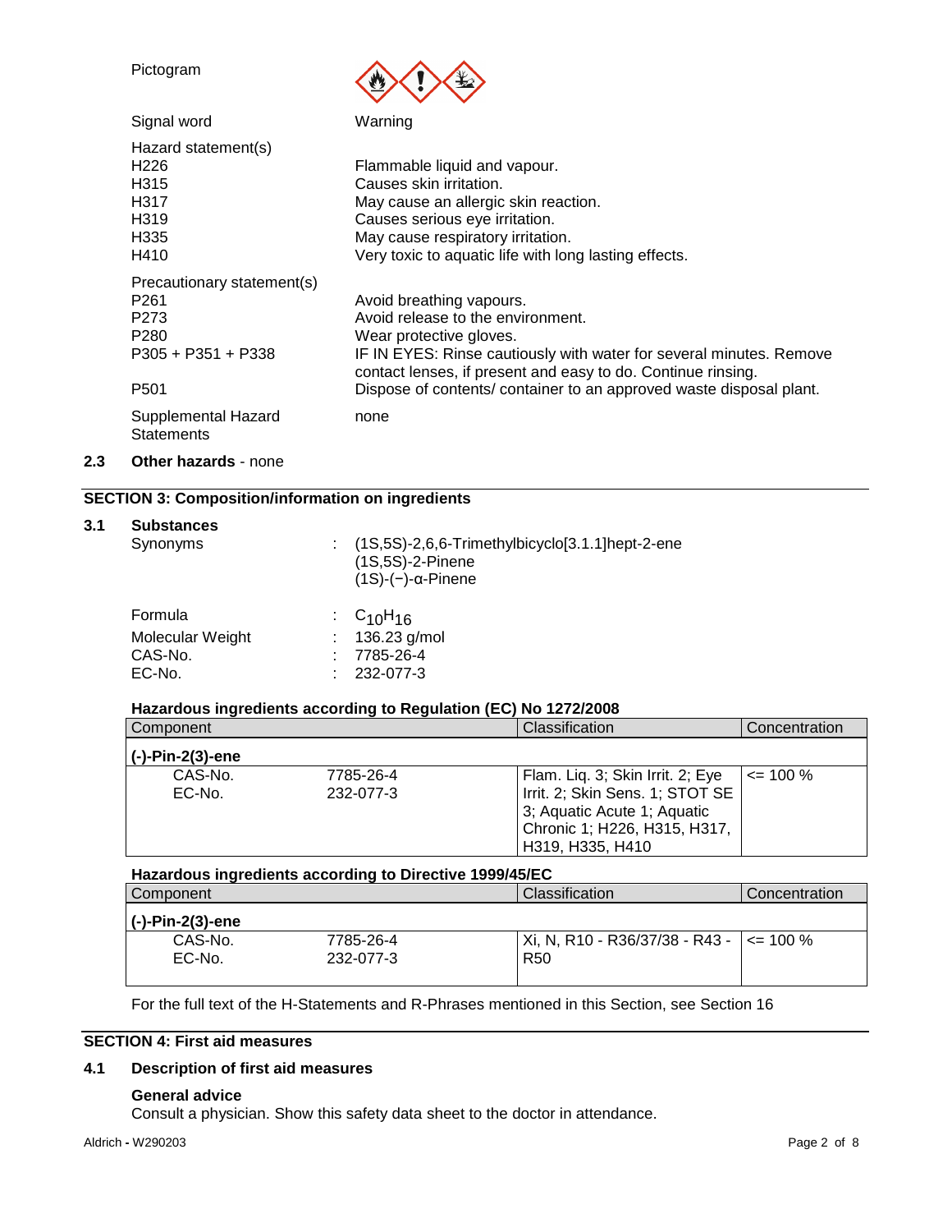Pictogram

Signal word: Warning

Hazard statement(s)

| | |
|---|---|
| H226 | Flammable liquid and vapour. |
| H315 | Causes skin irritation. |
| H317 | May cause an allergic skin reaction. |
| H319 | Causes serious eye irritation. |
| H335 | May cause respiratory irritation. |
| H410 | Very toxic to aquatic life with long lasting effects. |

Precautionary statement(s)

| | |
|---|---|
| P261 | Avoid breathing vapours. |
| P273 | Avoid release to the environment. |
| P280 | Wear protective gloves. |
| P305 + P351 + P338 | IF IN EYES: Rinse cautiously with water for several minutes. Remove contact lenses, if present and easy to do. Continue rinsing. |
| P501 | Dispose of contents/ container to an approved waste disposal plant. |

Supplemental Hazard Statements: none

**2.3 Other hazards** - none

## SECTION 3: Composition/information on ingredients

### 3.1 Substances

Synonyms : (1S,5S)-2,6,6-Trimethylbicyclo[3.1.1]hept-2-ene
(1S,5S)-2-Pinene
(1S)-(−)-α-Pinene

Formula : $C_{10}H_{16}$
Molecular Weight : 136.23 g/mol
CAS-No. : 7785-26-4
EC-No. : 232-077-3

**Hazardous ingredients according to Regulation (EC) No 1272/2008**

| Component | | Classification | Concentration |
|---|---|---|---|
| **(-)-Pin-2(3)-ene** | | | |
| CAS-No. EC-No. | 7785-26-4 232-077-3 | Flam. Liq. 3; Skin Irrit. 2; Eye Irrit. 2; Skin Sens. 1; STOT SE 3; Aquatic Acute 1; Aquatic Chronic 1; H226, H315, H317, H319, H335, H410 | <= 100 % |

**Hazardous ingredients according to Directive 1999/45/EC**

| Component | | Classification | Concentration |
|---|---|---|---|
| **(-)-Pin-2(3)-ene** | | | |
| CAS-No. EC-No. | 7785-26-4 232-077-3 | Xi, N, R10 - R36/37/38 - R43 - R50 | <= 100 % |

For the full text of the H-Statements and R-Phrases mentioned in this Section, see Section 16

## SECTION 4: First aid measures

### 4.1 Description of first aid measures

**General advice**

Consult a physician. Show this safety data sheet to the doctor in attendance.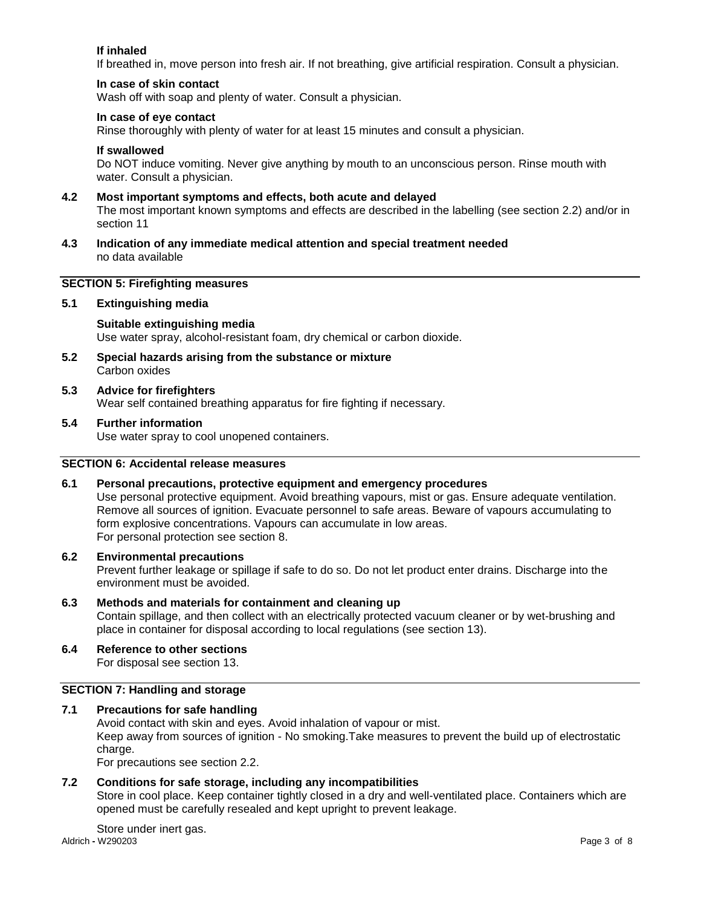**If inhaled**

If breathed in, move person into fresh air. If not breathing, give artificial respiration. Consult a physician.

**In case of skin contact**

Wash off with soap and plenty of water. Consult a physician.

**In case of eye contact**

Rinse thoroughly with plenty of water for at least 15 minutes and consult a physician.

**If swallowed**

Do NOT induce vomiting. Never give anything by mouth to an unconscious person. Rinse mouth with water. Consult a physician.

### 4.2 Most important symptoms and effects, both acute and delayed

The most important known symptoms and effects are described in the labelling (see section 2.2) and/or in section 11

### 4.3 Indication of any immediate medical attention and special treatment needed

no data available

## SECTION 5: Firefighting measures

### 5.1 Extinguishing media

**Suitable extinguishing media**

Use water spray, alcohol-resistant foam, dry chemical or carbon dioxide.

### 5.2 Special hazards arising from the substance or mixture

Carbon oxides

### 5.3 Advice for firefighters

Wear self contained breathing apparatus for fire fighting if necessary.

### 5.4 Further information

Use water spray to cool unopened containers.

## SECTION 6: Accidental release measures

### 6.1 Personal precautions, protective equipment and emergency procedures

Use personal protective equipment. Avoid breathing vapours, mist or gas. Ensure adequate ventilation. Remove all sources of ignition. Evacuate personnel to safe areas. Beware of vapours accumulating to form explosive concentrations. Vapours can accumulate in low areas.
For personal protection see section 8.

### 6.2 Environmental precautions

Prevent further leakage or spillage if safe to do so. Do not let product enter drains. Discharge into the environment must be avoided.

### 6.3 Methods and materials for containment and cleaning up

Contain spillage, and then collect with an electrically protected vacuum cleaner or by wet-brushing and place in container for disposal according to local regulations (see section 13).

### 6.4 Reference to other sections

For disposal see section 13.

## SECTION 7: Handling and storage

### 7.1 Precautions for safe handling

Avoid contact with skin and eyes. Avoid inhalation of vapour or mist.
Keep away from sources of ignition - No smoking.Take measures to prevent the build up of electrostatic charge.
For precautions see section 2.2.

### 7.2 Conditions for safe storage, including any incompatibilities

Store in cool place. Keep container tightly closed in a dry and well-ventilated place. Containers which are opened must be carefully resealed and kept upright to prevent leakage.

Store under inert gas.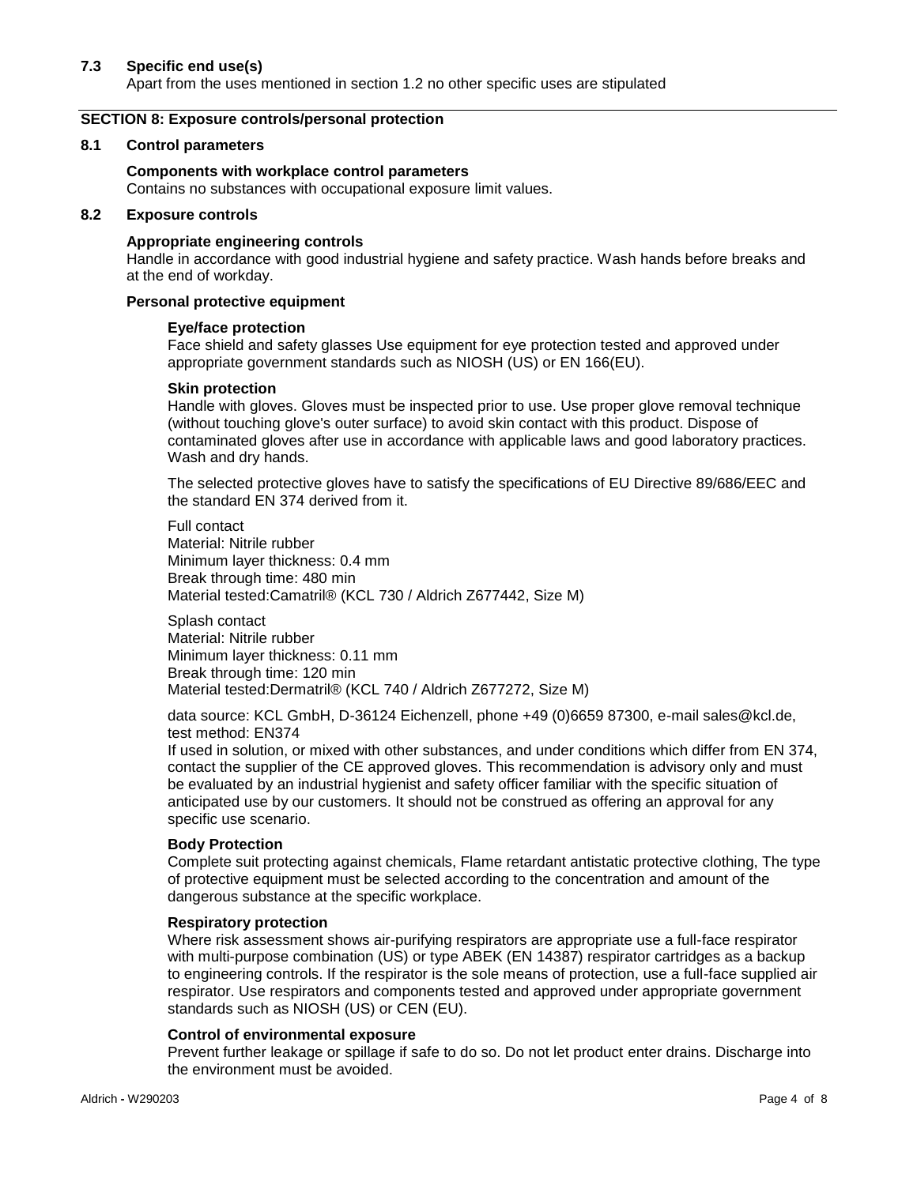### 7.3 Specific end use(s)

Apart from the uses mentioned in section 1.2 no other specific uses are stipulated

## SECTION 8: Exposure controls/personal protection

### 8.1 Control parameters

**Components with workplace control parameters**

Contains no substances with occupational exposure limit values.

### 8.2 Exposure controls

**Appropriate engineering controls**

Handle in accordance with good industrial hygiene and safety practice. Wash hands before breaks and at the end of workday.

**Personal protective equipment**

**Eye/face protection**

Face shield and safety glasses Use equipment for eye protection tested and approved under appropriate government standards such as NIOSH (US) or EN 166(EU).

**Skin protection**

Handle with gloves. Gloves must be inspected prior to use. Use proper glove removal technique (without touching glove's outer surface) to avoid skin contact with this product. Dispose of contaminated gloves after use in accordance with applicable laws and good laboratory practices. Wash and dry hands.

The selected protective gloves have to satisfy the specifications of EU Directive 89/686/EEC and the standard EN 374 derived from it.

Full contact
Material: Nitrile rubber
Minimum layer thickness: 0.4 mm
Break through time: 480 min
Material tested:Camatril® (KCL 730 / Aldrich Z677442, Size M)

Splash contact
Material: Nitrile rubber
Minimum layer thickness: 0.11 mm
Break through time: 120 min
Material tested:Dermatril® (KCL 740 / Aldrich Z677272, Size M)

data source: KCL GmbH, D-36124 Eichenzell, phone +49 (0)6659 87300, e-mail sales@kcl.de, test method: EN374
If used in solution, or mixed with other substances, and under conditions which differ from EN 374, contact the supplier of the CE approved gloves. This recommendation is advisory only and must be evaluated by an industrial hygienist and safety officer familiar with the specific situation of anticipated use by our customers. It should not be construed as offering an approval for any specific use scenario.

**Body Protection**

Complete suit protecting against chemicals, Flame retardant antistatic protective clothing, The type of protective equipment must be selected according to the concentration and amount of the dangerous substance at the specific workplace.

**Respiratory protection**

Where risk assessment shows air-purifying respirators are appropriate use a full-face respirator with multi-purpose combination (US) or type ABEK (EN 14387) respirator cartridges as a backup to engineering controls. If the respirator is the sole means of protection, use a full-face supplied air respirator. Use respirators and components tested and approved under appropriate government standards such as NIOSH (US) or CEN (EU).

**Control of environmental exposure**

Prevent further leakage or spillage if safe to do so. Do not let product enter drains. Discharge into the environment must be avoided.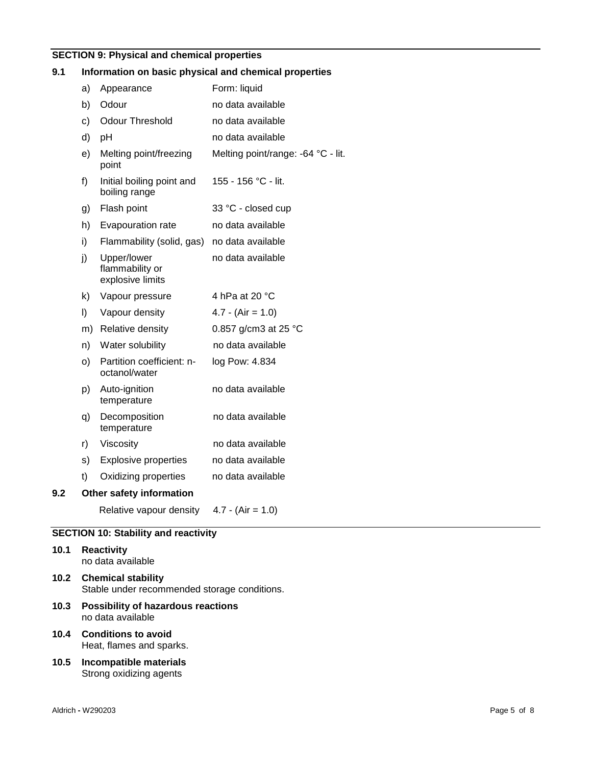## SECTION 9: Physical and chemical properties

### 9.1 Information on basic physical and chemical properties

| | | |
|---|---|---|
| a) | Appearance | Form: liquid |
| b) | Odour | no data available |
| c) | Odour Threshold | no data available |
| d) | pH | no data available |
| e) | Melting point/freezing point | Melting point/range: -64 °C - lit. |
| f) | Initial boiling point and boiling range | 155 - 156 °C - lit. |
| g) | Flash point | 33 °C - closed cup |
| h) | Evapouration rate | no data available |
| i) | Flammability (solid, gas) | no data available |
| j) | Upper/lower flammability or explosive limits | no data available |
| k) | Vapour pressure | 4 hPa at 20 °C |
| l) | Vapour density | 4.7 - (Air = 1.0) |
| m) | Relative density | 0.857 g/cm3 at 25 °C |
| n) | Water solubility | no data available |
| o) | Partition coefficient: n-octanol/water | log Pow: 4.834 |
| p) | Auto-ignition temperature | no data available |
| q) | Decomposition temperature | no data available |
| r) | Viscosity | no data available |
| s) | Explosive properties | no data available |
| t) | Oxidizing properties | no data available |

### 9.2 Other safety information

Relative vapour density 4.7 - (Air = 1.0)

## SECTION 10: Stability and reactivity

**10.1 Reactivity**
no data available

**10.2 Chemical stability**
Stable under recommended storage conditions.

**10.3 Possibility of hazardous reactions**
no data available

**10.4 Conditions to avoid**
Heat, flames and sparks.

**10.5 Incompatible materials**
Strong oxidizing agents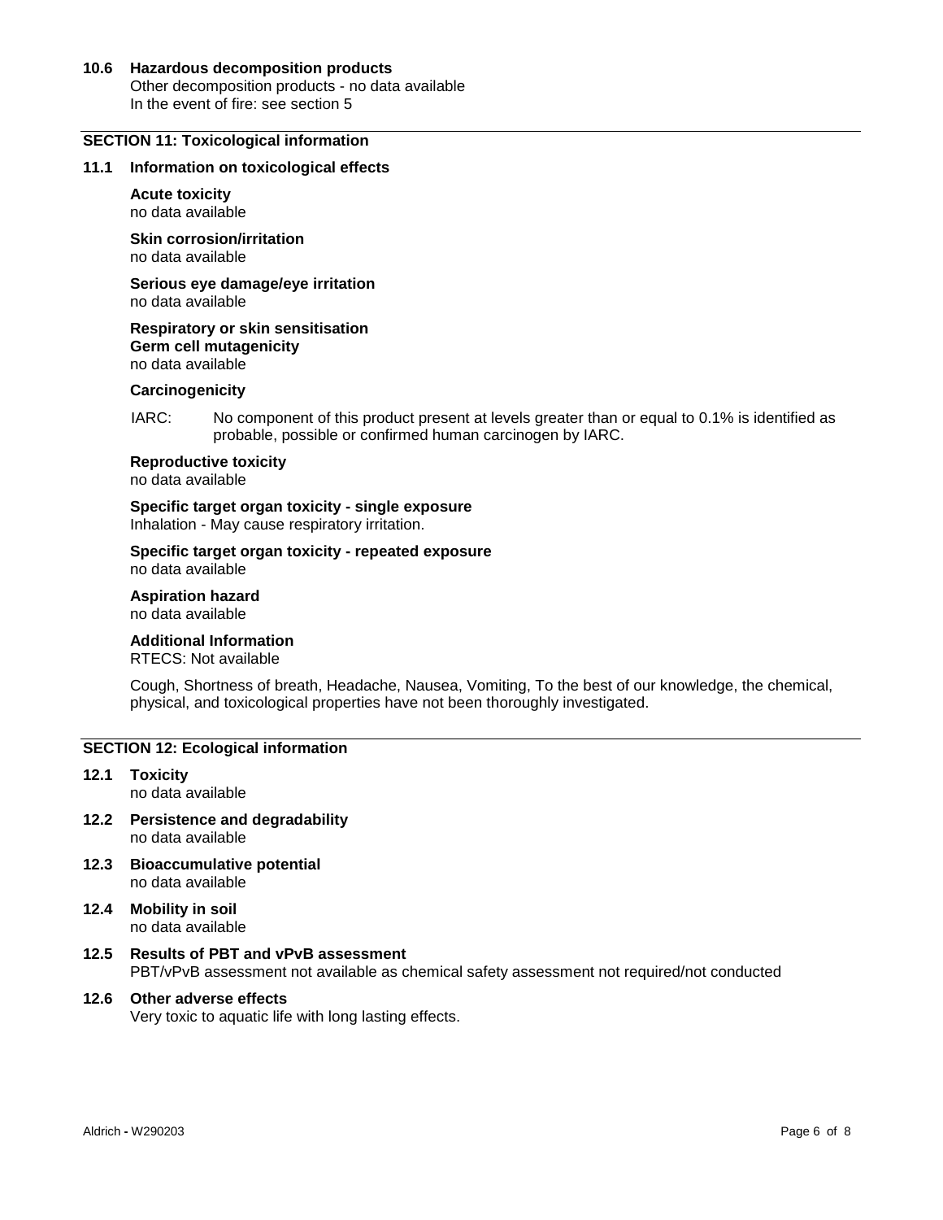### 10.6 Hazardous decomposition products

Other decomposition products - no data available
In the event of fire: see section 5

## SECTION 11: Toxicological information

### 11.1 Information on toxicological effects

**Acute toxicity**
no data available

**Skin corrosion/irritation**
no data available

**Serious eye damage/eye irritation**
no data available

**Respiratory or skin sensitisation**
**Germ cell mutagenicity**
no data available

**Carcinogenicity**

IARC: No component of this product present at levels greater than or equal to 0.1% is identified as probable, possible or confirmed human carcinogen by IARC.

**Reproductive toxicity**
no data available

**Specific target organ toxicity - single exposure**
Inhalation - May cause respiratory irritation.

**Specific target organ toxicity - repeated exposure**
no data available

**Aspiration hazard**
no data available

**Additional Information**
RTECS: Not available

Cough, Shortness of breath, Headache, Nausea, Vomiting, To the best of our knowledge, the chemical, physical, and toxicological properties have not been thoroughly investigated.

## SECTION 12: Ecological information

### 12.1 Toxicity

no data available

### 12.2 Persistence and degradability

no data available

### 12.3 Bioaccumulative potential

no data available

### 12.4 Mobility in soil

no data available

### 12.5 Results of PBT and vPvB assessment

PBT/vPvB assessment not available as chemical safety assessment not required/not conducted

### 12.6 Other adverse effects

Very toxic to aquatic life with long lasting effects.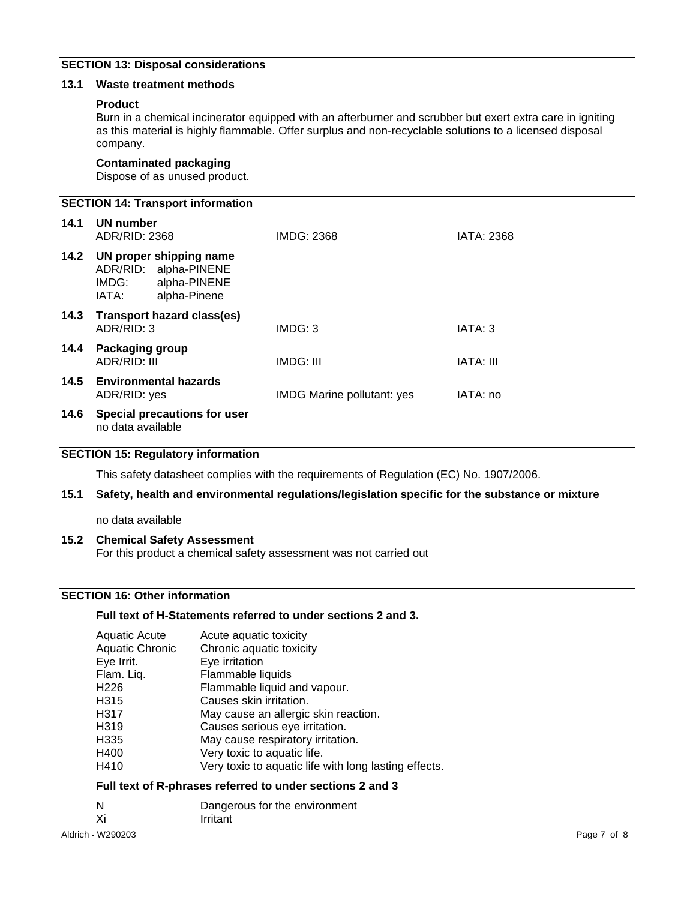## SECTION 13: Disposal considerations

### 13.1 Waste treatment methods

**Product**

Burn in a chemical incinerator equipped with an afterburner and scrubber but exert extra care in igniting as this material is highly flammable. Offer surplus and non-recyclable solutions to a licensed disposal company.

**Contaminated packaging**

Dispose of as unused product.

## SECTION 14: Transport information

| | | | |
|---|---|---|---|
| **14.1** | **UN number** ADR/RID: 2368 | IMDG: 2368 | IATA: 2368 |
| **14.2** | **UN proper shipping name** ADR/RID: alpha-PINENE; IMDG: alpha-PINENE; IATA: alpha-Pinene | | |
| **14.3** | **Transport hazard class(es)** ADR/RID: 3 | IMDG: 3 | IATA: 3 |
| **14.4** | **Packaging group** ADR/RID: III | IMDG: III | IATA: III |
| **14.5** | **Environmental hazards** ADR/RID: yes | IMDG Marine pollutant: yes | IATA: no |
| **14.6** | **Special precautions for user** no data available | | |

## SECTION 15: Regulatory information

This safety datasheet complies with the requirements of Regulation (EC) No. 1907/2006.

### 15.1 Safety, health and environmental regulations/legislation specific for the substance or mixture

no data available

### 15.2 Chemical Safety Assessment

For this product a chemical safety assessment was not carried out

## SECTION 16: Other information

**Full text of H-Statements referred to under sections 2 and 3.**

| | |
|---|---|
| Aquatic Acute | Acute aquatic toxicity |
| Aquatic Chronic | Chronic aquatic toxicity |
| Eye Irrit. | Eye irritation |
| Flam. Liq. | Flammable liquids |
| H226 | Flammable liquid and vapour. |
| H315 | Causes skin irritation. |
| H317 | May cause an allergic skin reaction. |
| H319 | Causes serious eye irritation. |
| H335 | May cause respiratory irritation. |
| H400 | Very toxic to aquatic life. |
| H410 | Very toxic to aquatic life with long lasting effects. |

**Full text of R-phrases referred to under sections 2 and 3**

| | |
|---|---|
| N | Dangerous for the environment |
| Xi | Irritant |

Aldrich - W290203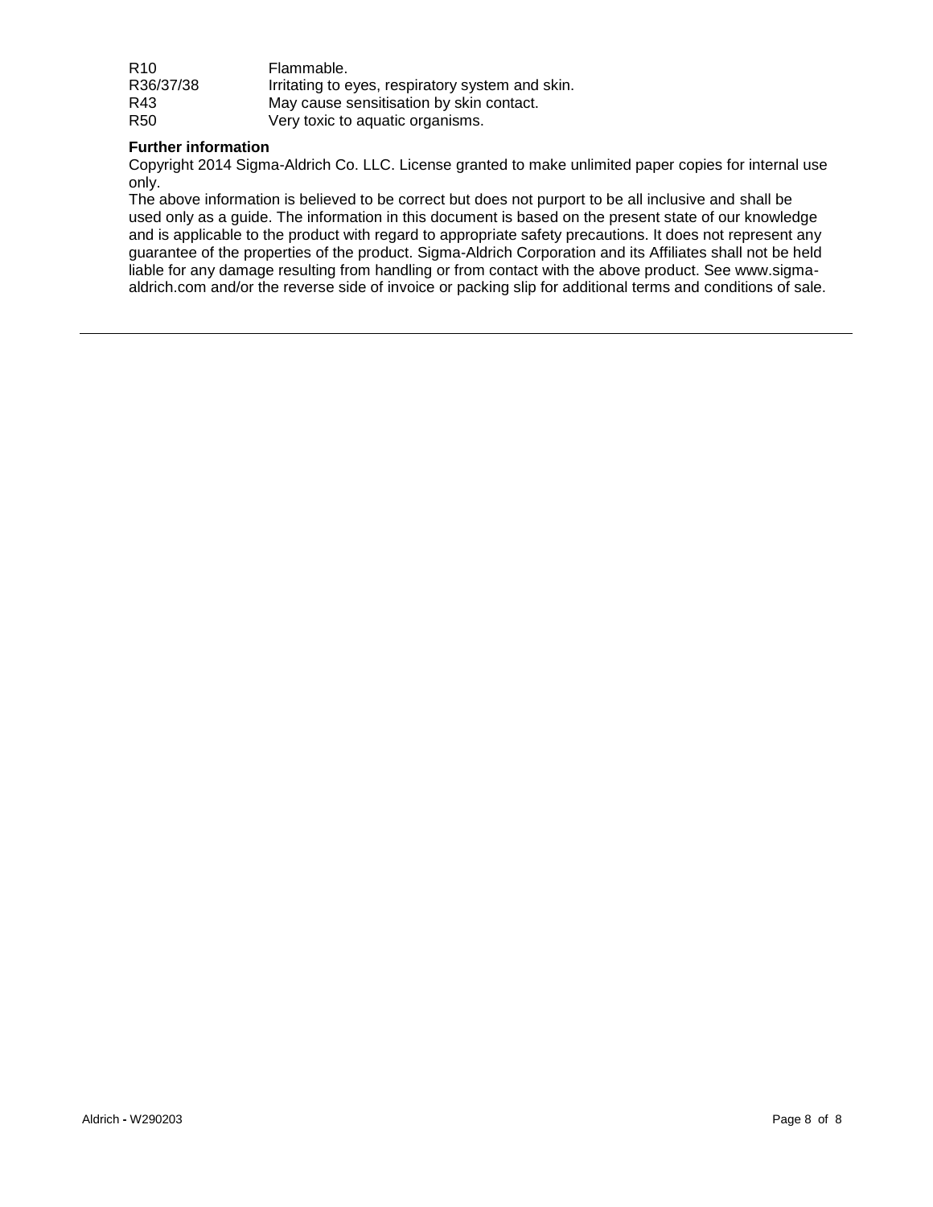| | |
|---|---|
| R10 | Flammable. |
| R36/37/38 | Irritating to eyes, respiratory system and skin. |
| R43 | May cause sensitisation by skin contact. |
| R50 | Very toxic to aquatic organisms. |

**Further information**

Copyright 2014 Sigma-Aldrich Co. LLC. License granted to make unlimited paper copies for internal use only.

The above information is believed to be correct but does not purport to be all inclusive and shall be used only as a guide. The information in this document is based on the present state of our knowledge and is applicable to the product with regard to appropriate safety precautions. It does not represent any guarantee of the properties of the product. Sigma-Aldrich Corporation and its Affiliates shall not be held liable for any damage resulting from handling or from contact with the above product. See www.sigma-aldrich.com and/or the reverse side of invoice or packing slip for additional terms and conditions of sale.